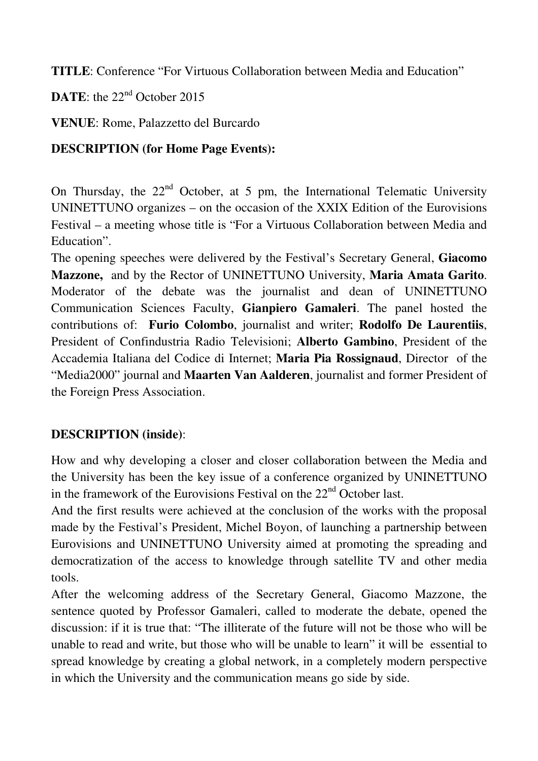**TITLE**: Conference "For Virtuous Collaboration between Media and Education"

**DATE**: the 22nd October 2015

**VENUE**: Rome, Palazzetto del Burcardo

**DESCRIPTION (for Home Page Events):**

On Thursday, the 22nd October, at 5 pm, the International Telematic University UNINETTUNO organizes – on the occasion of the XXIX Edition of the Eurovisions Festival – a meeting whose title is "For a Virtuous Collaboration between Media and Education".
The opening speeches were delivered by the Festival's Secretary General, **Giacomo Mazzone,** and by the Rector of UNINETTUNO University, **Maria Amata Garito**. Moderator of the debate was the journalist and dean of UNINETTUNO Communication Sciences Faculty, **Gianpiero Gamaleri**. The panel hosted the contributions of: **Furio Colombo**, journalist and writer; **Rodolfo De Laurentiis**, President of Confindustria Radio Televisioni; **Alberto Gambino**, President of the Accademia Italiana del Codice di Internet; **Maria Pia Rossignaud**, Director of the "Media2000" journal and **Maarten Van Aalderen**, journalist and former President of the Foreign Press Association.

**DESCRIPTION (inside)**:

How and why developing a closer and closer collaboration between the Media and the University has been the key issue of a conference organized by UNINETTUNO in the framework of the Eurovisions Festival on the 22nd October last.
And the first results were achieved at the conclusion of the works with the proposal made by the Festival's President, Michel Boyon, of launching a partnership between Eurovisions and UNINETTUNO University aimed at promoting the spreading and democratization of the access to knowledge through satellite TV and other media tools.
After the welcoming address of the Secretary General, Giacomo Mazzone, the sentence quoted by Professor Gamaleri, called to moderate the debate, opened the discussion: if it is true that: "The illiterate of the future will not be those who will be unable to read and write, but those who will be unable to learn" it will be essential to spread knowledge by creating a global network, in a completely modern perspective in which the University and the communication means go side by side.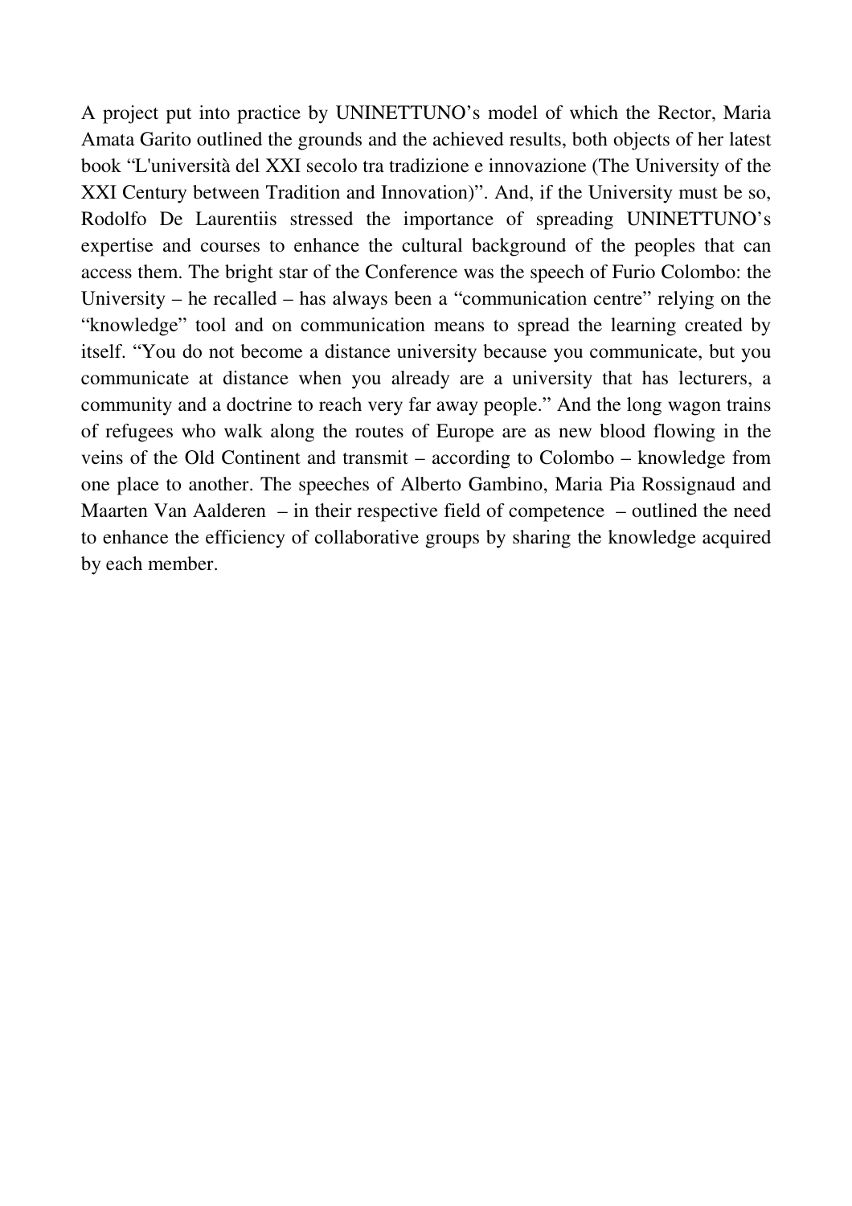A project put into practice by UNINETTUNO's model of which the Rector, Maria Amata Garito outlined the grounds and the achieved results, both objects of her latest book "L'università del XXI secolo tra tradizione e innovazione (The University of the XXI Century between Tradition and Innovation)". And, if the University must be so, Rodolfo De Laurentiis stressed the importance of spreading UNINETTUNO's expertise and courses to enhance the cultural background of the peoples that can access them. The bright star of the Conference was the speech of Furio Colombo: the University – he recalled – has always been a "communication centre" relying on the "knowledge" tool and on communication means to spread the learning created by itself. "You do not become a distance university because you communicate, but you communicate at distance when you already are a university that has lecturers, a community and a doctrine to reach very far away people." And the long wagon trains of refugees who walk along the routes of Europe are as new blood flowing in the veins of the Old Continent and transmit – according to Colombo – knowledge from one place to another. The speeches of Alberto Gambino, Maria Pia Rossignaud and Maarten Van Aalderen – in their respective field of competence – outlined the need to enhance the efficiency of collaborative groups by sharing the knowledge acquired by each member.